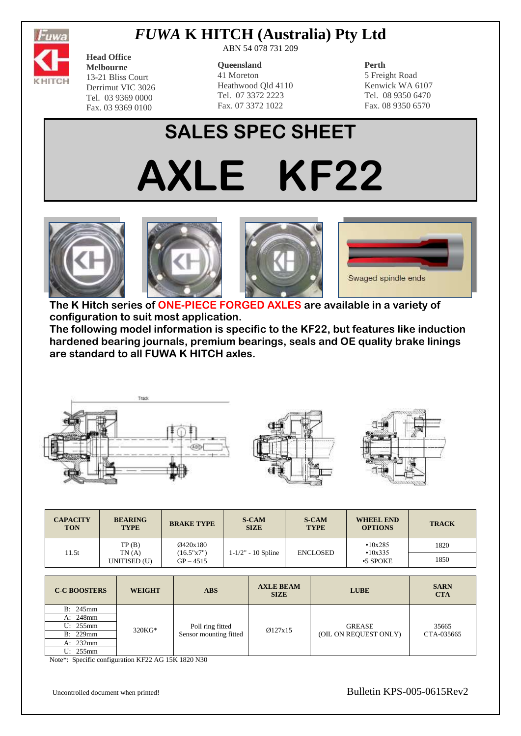# *FUWA* K HITCH (Australia) Pty Ltd

ABN 54 078 731 209

**Head Office**
**Melbourne**
13-21 Bliss Court
Derrimut VIC 3026
Tel. 03 9369 0000
Fax. 03 9369 0100

**Queensland**
41 Moreton
Heathwood Qld 4110
Tel. 07 3372 2223
Fax. 07 3372 1022

**Perth**
5 Freight Road
Kenwick WA 6107
Tel. 08 9350 6470
Fax. 08 9350 6570

# SALES SPEC SHEET

# AXLE KF22

Swaged spindle ends

**The K Hitch series of ONE-PIECE FORGED AXLES are available in a variety of configuration to suit most application.**
**The following model information is specific to the KF22, but features like induction hardened bearing journals, premium bearings, seals and OE quality brake linings are standard to all FUWA K HITCH axles.**

Track

ABS

| CAPACITY TON | BEARING TYPE | BRAKE TYPE | S-CAM SIZE | S-CAM TYPE | WHEEL END OPTIONS | TRACK |
|---|---|---|---|---|---|---|
| 11.5t | TP (B)<br>TN (A)<br>UNITISED (U) | Ø420x180<br>(16.5"x7")<br>GP – 4515 | 1-1/2" - 10 Spline | ENCLOSED | •10x285<br>•10x335<br>•5 SPOKE | 1820<br>1850 |

| C-C BOOSTERS | WEIGHT | ABS | AXLE BEAM SIZE | LUBE | SARN CTA |
|---|---|---|---|---|---|
| B: 245mm<br>A: 248mm<br>U: 255mm<br>B: 229mm<br>A: 232mm<br>U: 255mm | 320KG* | Poll ring fitted<br>Sensor mounting fitted | Ø127x15 | GREASE<br>(OIL ON REQUEST ONLY) | 35665<br>CTA-035665 |

Note*: Specific configuration KF22 AG 15K 1820 N30

Uncontrolled document when printed!

Bulletin KPS-005-0615Rev2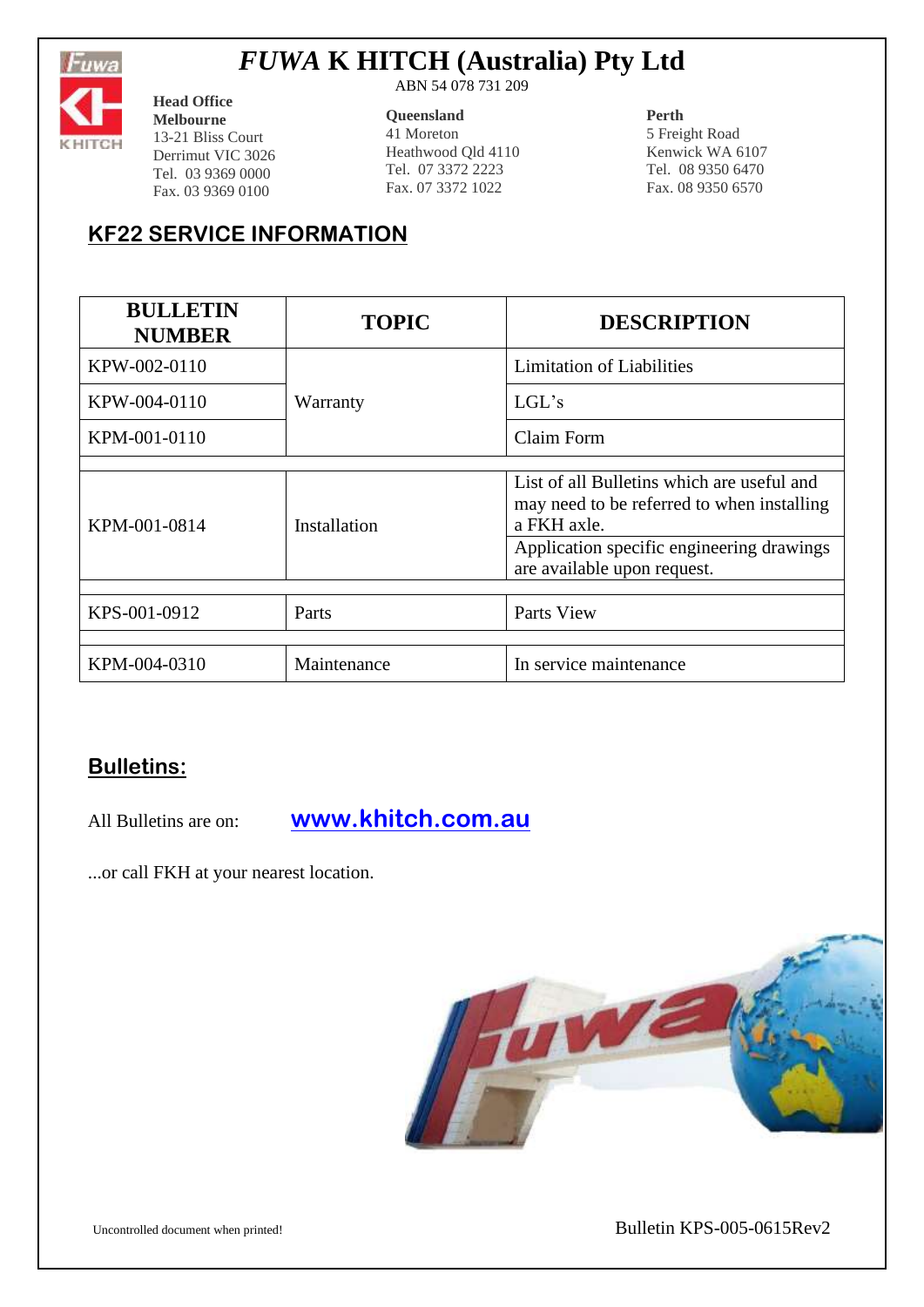# *FUWA* K HITCH (Australia) Pty Ltd

ABN 54 078 731 209

**Head Office Melbourne**
13-21 Bliss Court
Derrimut VIC 3026
Tel. 03 9369 0000
Fax. 03 9369 0100

**Queensland**
41 Moreton
Heathwood Qld 4110
Tel. 07 3372 2223
Fax. 07 3372 1022

**Perth**
5 Freight Road
Kenwick WA 6107
Tel. 08 9350 6470
Fax. 08 9350 6570

## KF22 SERVICE INFORMATION

| BULLETIN NUMBER | TOPIC | DESCRIPTION |
|---|---|---|
| KPW-002-0110 | Warranty | Limitation of Liabilities |
| KPW-004-0110 | | LGL's |
| KPM-001-0110 | | Claim Form |
| | | |
| KPM-001-0814 | Installation | List of all Bulletins which are useful and may need to be referred to when installing a FKH axle. |
| | | Application specific engineering drawings are available upon request. |
| | | |
| KPS-001-0912 | Parts | Parts View |
| | | |
| KPM-004-0310 | Maintenance | In service maintenance |

## Bulletins:

All Bulletins are on: **www.khitch.com.au**

...or call FKH at your nearest location.

Uncontrolled document when printed!

Bulletin KPS-005-0615Rev2